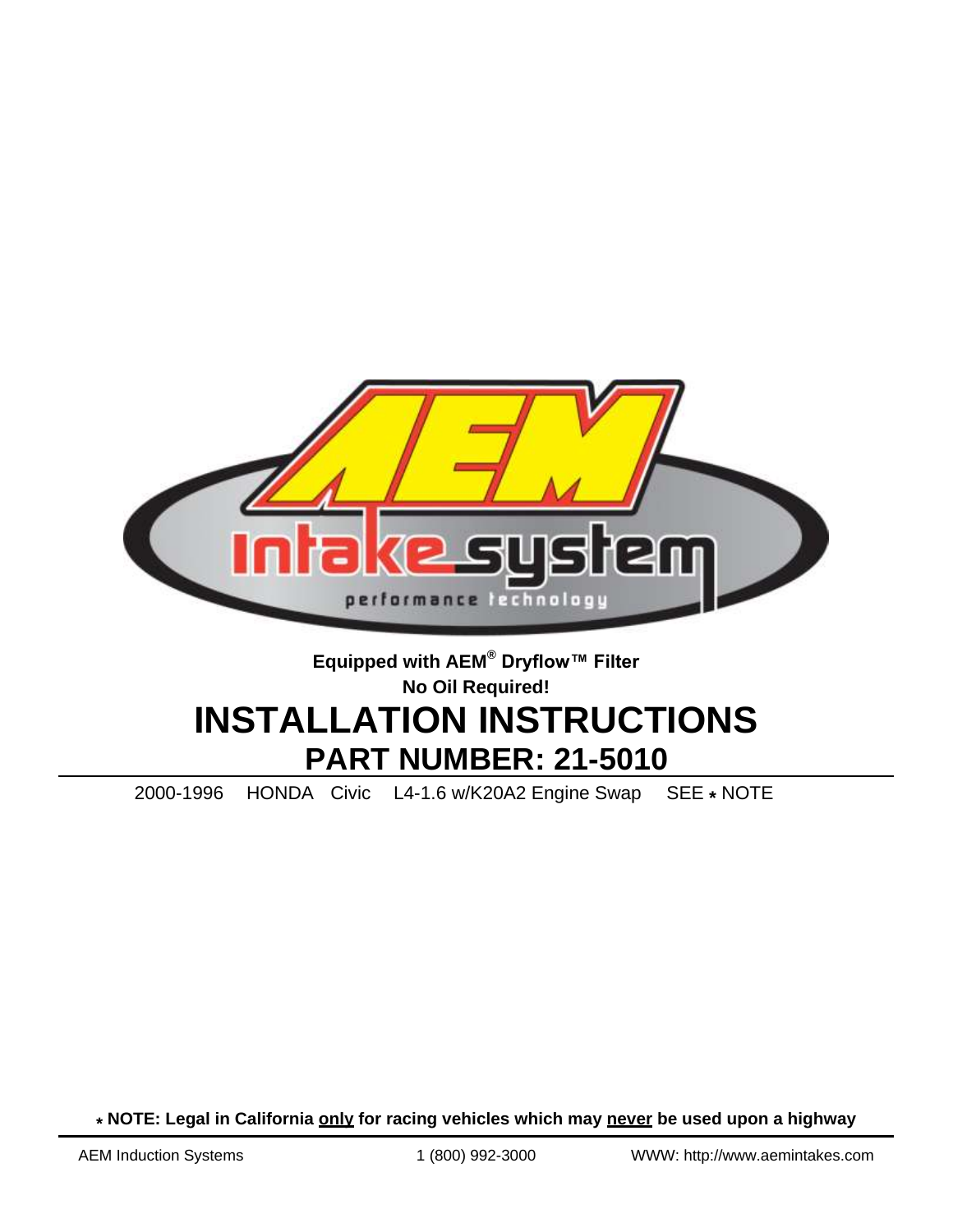Equipped with AEM® Dryflow™ Filter

No Oil Required!

# INSTALLATION INSTRUCTIONS

## PART NUMBER: 21-5010

2000-1996 HONDA Civic L4-1.6 w/K20A2 Engine Swap SEE * NOTE

* **NOTE: Legal in California only for racing vehicles which may never be used upon a highway**

AEM Induction Systems 1 (800) 992-3000 WWW: http://www.aemintakes.com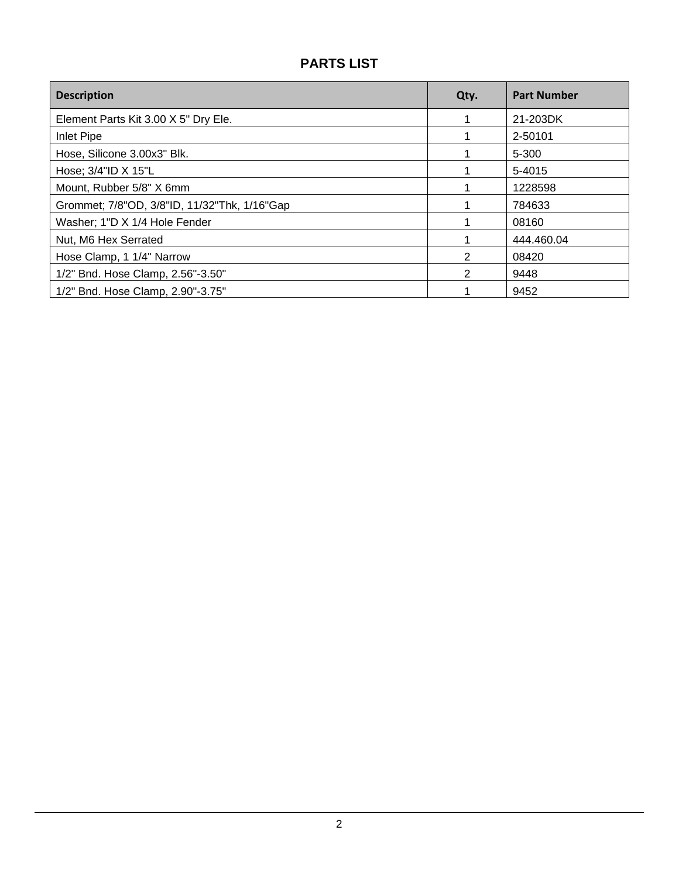## PARTS LIST

| Description | Qty. | Part Number |
|---|---|---|
| Element Parts Kit 3.00 X 5" Dry Ele. | 1 | 21-203DK |
| Inlet Pipe | 1 | 2-50101 |
| Hose, Silicone 3.00x3" Blk. | 1 | 5-300 |
| Hose; 3/4"ID X 15"L | 1 | 5-4015 |
| Mount, Rubber 5/8" X 6mm | 1 | 1228598 |
| Grommet; 7/8"OD, 3/8"ID, 11/32"Thk, 1/16"Gap | 1 | 784633 |
| Washer; 1"D X 1/4 Hole Fender | 1 | 08160 |
| Nut, M6 Hex Serrated | 1 | 444.460.04 |
| Hose Clamp, 1 1/4" Narrow | 2 | 08420 |
| 1/2" Bnd. Hose Clamp, 2.56"-3.50" | 2 | 9448 |
| 1/2" Bnd. Hose Clamp, 2.90"-3.75" | 1 | 9452 |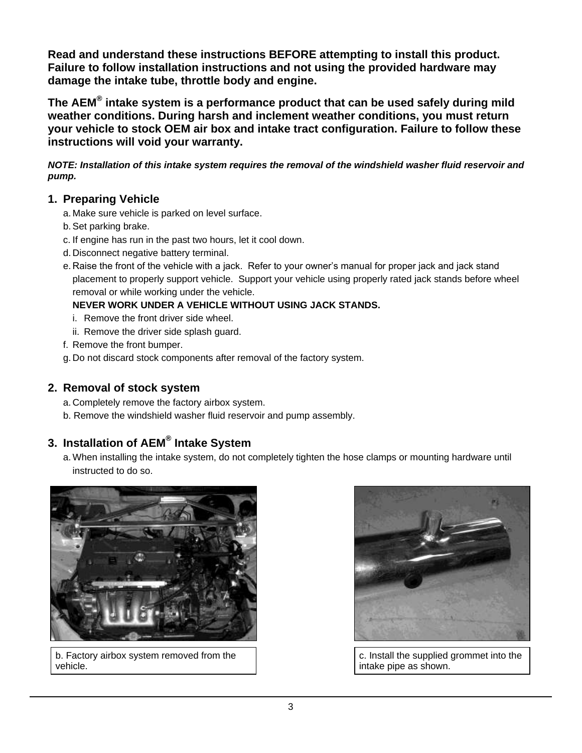**Read and understand these instructions BEFORE attempting to install this product. Failure to follow installation instructions and not using the provided hardware may damage the intake tube, throttle body and engine.**

**The AEM® intake system is a performance product that can be used safely during mild weather conditions. During harsh and inclement weather conditions, you must return your vehicle to stock OEM air box and intake tract configuration. Failure to follow these instructions will void your warranty.**

***NOTE: Installation of this intake system requires the removal of the windshield washer fluid reservoir and pump.***

## 1. Preparing Vehicle

a. Make sure vehicle is parked on level surface.

b. Set parking brake.

c. If engine has run in the past two hours, let it cool down.

d. Disconnect negative battery terminal.

e. Raise the front of the vehicle with a jack. Refer to your owner's manual for proper jack and jack stand placement to properly support vehicle. Support your vehicle using properly rated jack stands before wheel removal or while working under the vehicle.
**NEVER WORK UNDER A VEHICLE WITHOUT USING JACK STANDS.**

   i. Remove the front driver side wheel.

   ii. Remove the driver side splash guard.

f. Remove the front bumper.

g. Do not discard stock components after removal of the factory system.

## 2. Removal of stock system

a. Completely remove the factory airbox system.

b. Remove the windshield washer fluid reservoir and pump assembly.

## 3. Installation of AEM® Intake System

a. When installing the intake system, do not completely tighten the hose clamps or mounting hardware until instructed to do so.

b. Factory airbox system removed from the vehicle.

c. Install the supplied grommet into the intake pipe as shown.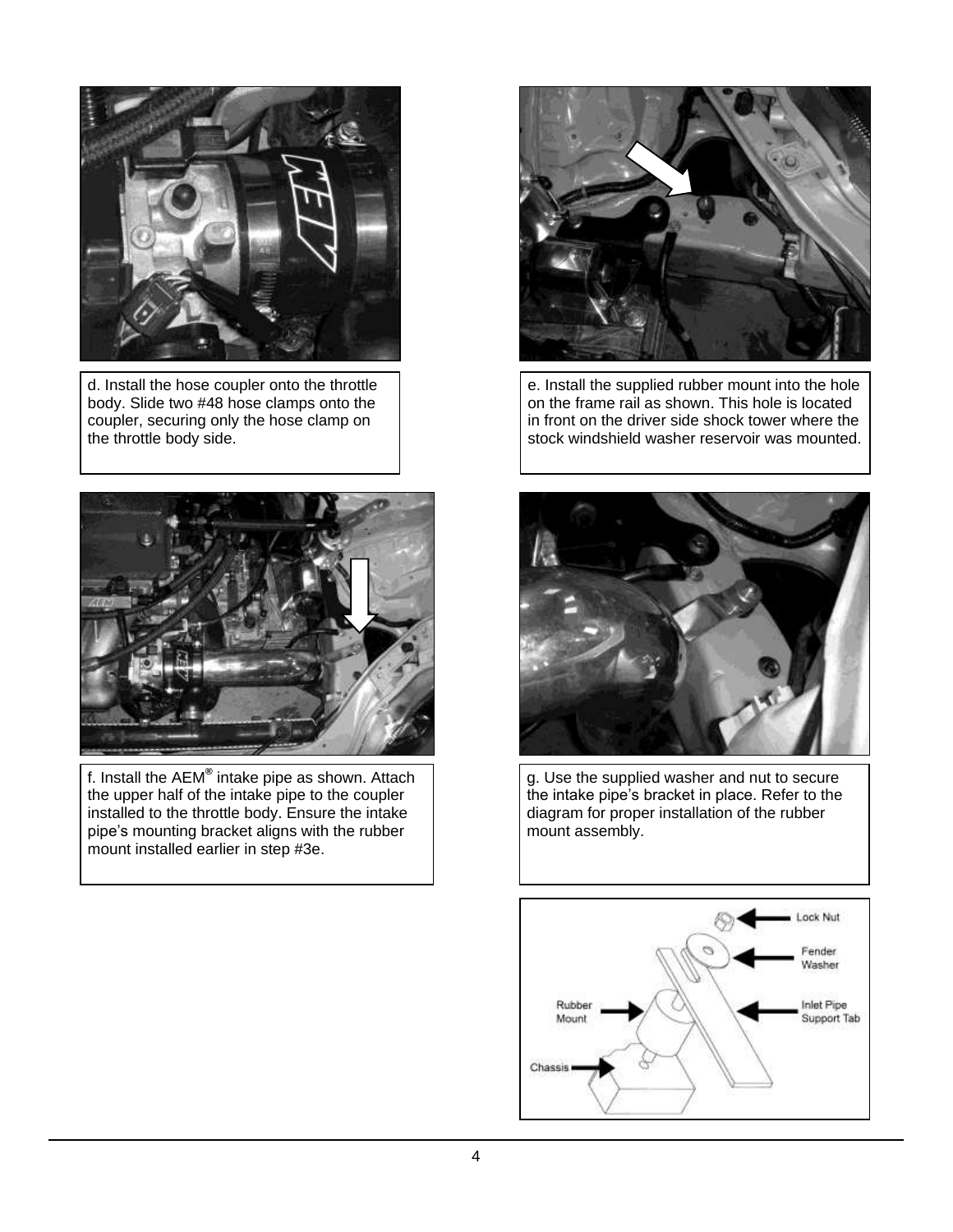d. Install the hose coupler onto the throttle body. Slide two #48 hose clamps onto the coupler, securing only the hose clamp on the throttle body side.

e. Install the supplied rubber mount into the hole on the frame rail as shown. This hole is located in front on the driver side shock tower where the stock windshield washer reservoir was mounted.

f. Install the AEM® intake pipe as shown. Attach the upper half of the intake pipe to the coupler installed to the throttle body. Ensure the intake pipe's mounting bracket aligns with the rubber mount installed earlier in step #3e.

g. Use the supplied washer and nut to secure the intake pipe's bracket in place. Refer to the diagram for proper installation of the rubber mount assembly.

Lock Nut

Fender Washer

Rubber Mount

Inlet Pipe Support Tab

Chassis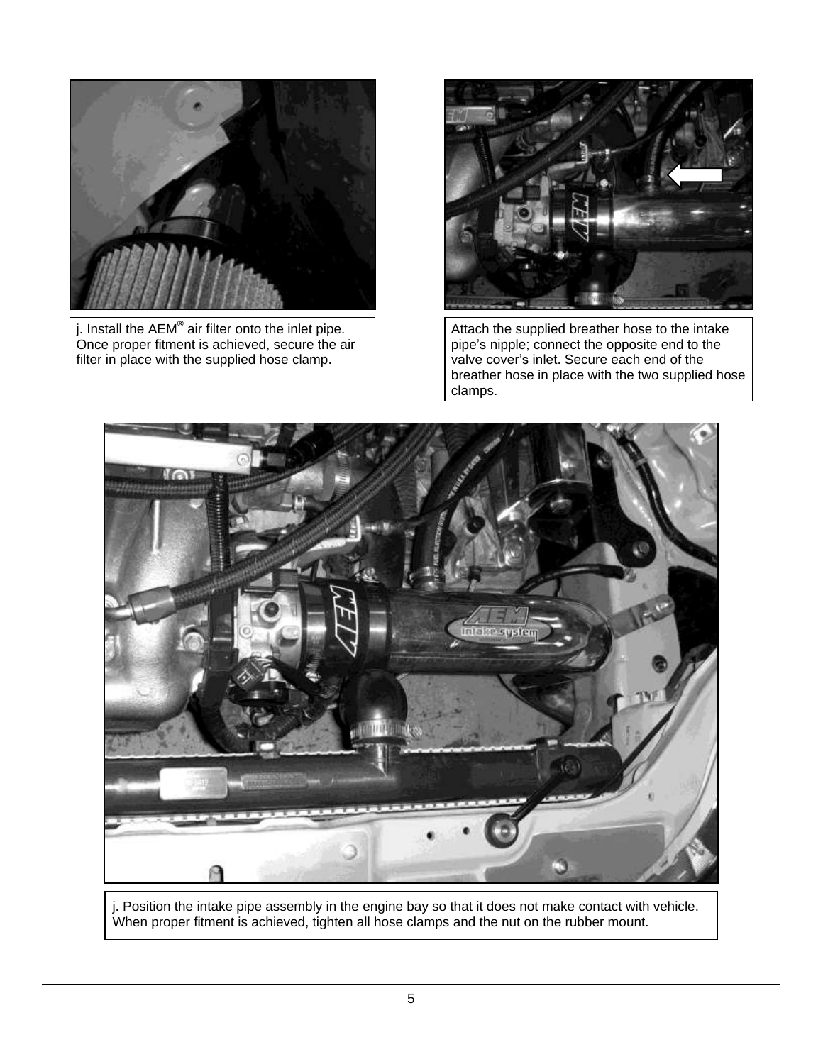j. Install the AEM® air filter onto the inlet pipe. Once proper fitment is achieved, secure the air filter in place with the supplied hose clamp.

Attach the supplied breather hose to the intake pipe's nipple; connect the opposite end to the valve cover's inlet. Secure each end of the breather hose in place with the two supplied hose clamps.

j. Position the intake pipe assembly in the engine bay so that it does not make contact with vehicle. When proper fitment is achieved, tighten all hose clamps and the nut on the rubber mount.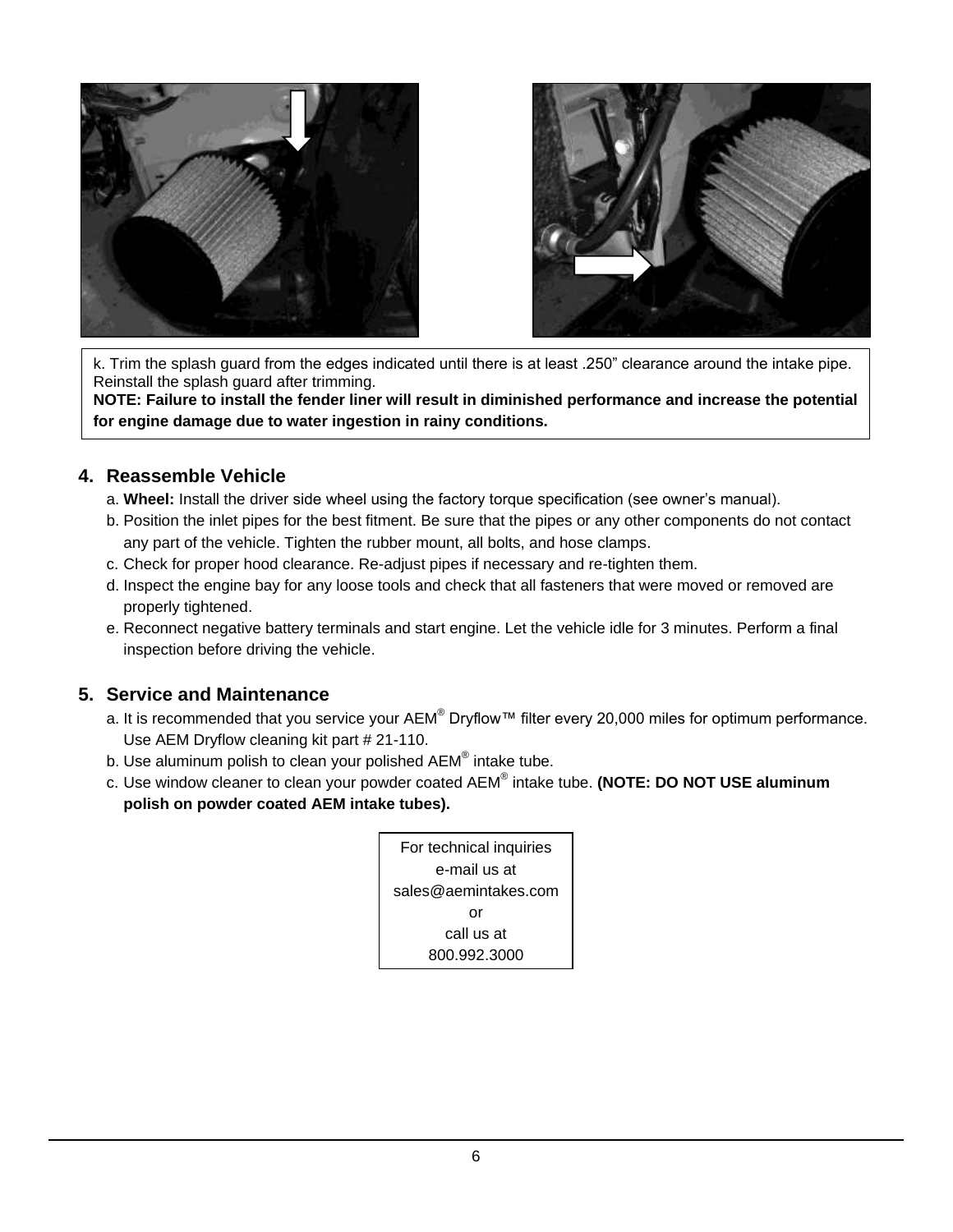k. Trim the splash guard from the edges indicated until there is at least .250” clearance around the intake pipe. Reinstall the splash guard after trimming.
**NOTE: Failure to install the fender liner will result in diminished performance and increase the potential for engine damage due to water ingestion in rainy conditions.**

## 4. Reassemble Vehicle

a. **Wheel:** Install the driver side wheel using the factory torque specification (see owner’s manual).
b. Position the inlet pipes for the best fitment. Be sure that the pipes or any other components do not contact any part of the vehicle. Tighten the rubber mount, all bolts, and hose clamps.
c. Check for proper hood clearance. Re-adjust pipes if necessary and re-tighten them.
d. Inspect the engine bay for any loose tools and check that all fasteners that were moved or removed are properly tightened.
e. Reconnect negative battery terminals and start engine. Let the vehicle idle for 3 minutes. Perform a final inspection before driving the vehicle.

## 5. Service and Maintenance

a. It is recommended that you service your AEM® Dryflow™ filter every 20,000 miles for optimum performance. Use AEM Dryflow cleaning kit part # 21-110.
b. Use aluminum polish to clean your polished AEM® intake tube.
c. Use window cleaner to clean your powder coated AEM® intake tube. **(NOTE: DO NOT USE aluminum polish on powder coated AEM intake tubes).**

For technical inquiries
e-mail us at
sales@aemintakes.com
or
call us at
800.992.3000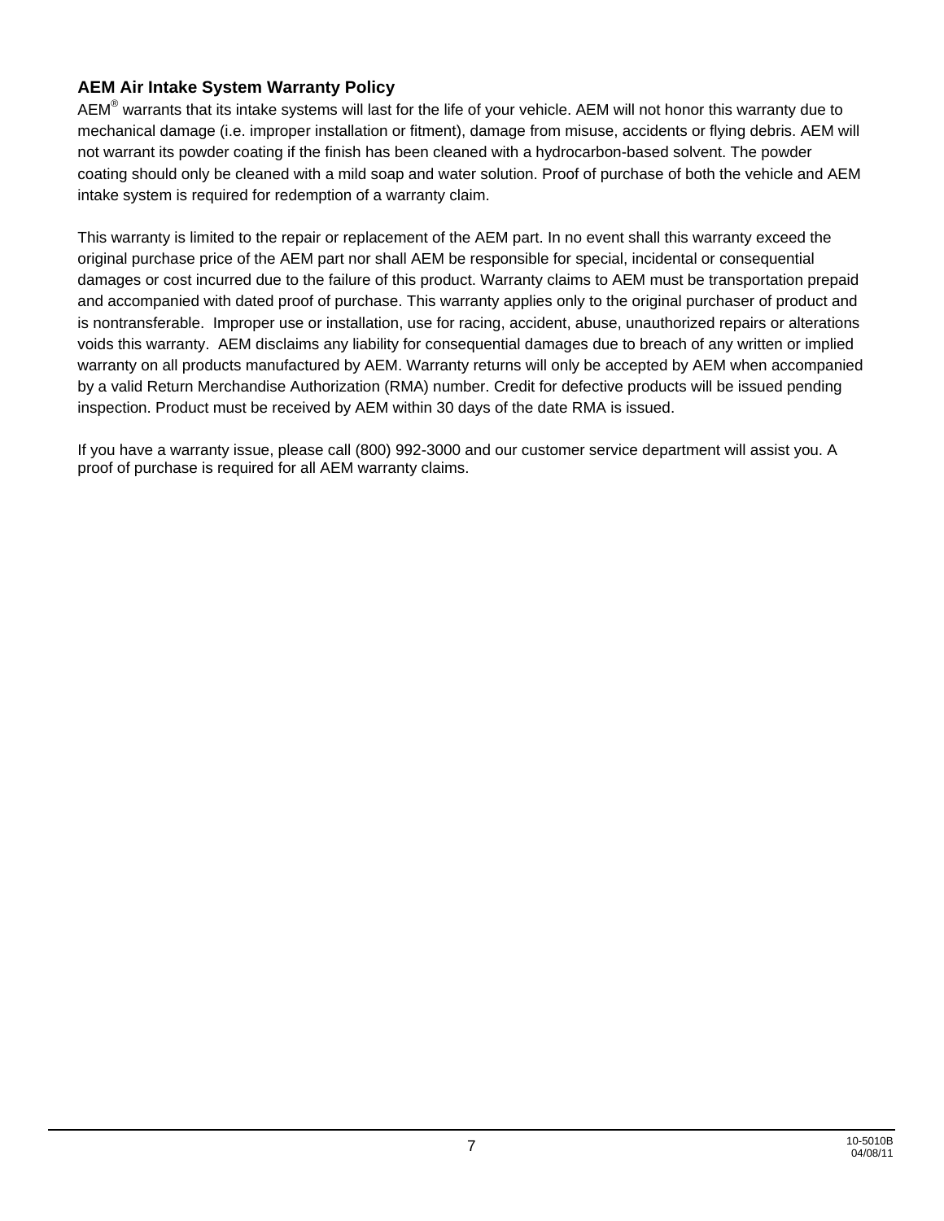## AEM Air Intake System Warranty Policy

AEM® warrants that its intake systems will last for the life of your vehicle. AEM will not honor this warranty due to mechanical damage (i.e. improper installation or fitment), damage from misuse, accidents or flying debris. AEM will not warrant its powder coating if the finish has been cleaned with a hydrocarbon-based solvent. The powder coating should only be cleaned with a mild soap and water solution. Proof of purchase of both the vehicle and AEM intake system is required for redemption of a warranty claim.

This warranty is limited to the repair or replacement of the AEM part. In no event shall this warranty exceed the original purchase price of the AEM part nor shall AEM be responsible for special, incidental or consequential damages or cost incurred due to the failure of this product. Warranty claims to AEM must be transportation prepaid and accompanied with dated proof of purchase. This warranty applies only to the original purchaser of product and is nontransferable. Improper use or installation, use for racing, accident, abuse, unauthorized repairs or alterations voids this warranty. AEM disclaims any liability for consequential damages due to breach of any written or implied warranty on all products manufactured by AEM. Warranty returns will only be accepted by AEM when accompanied by a valid Return Merchandise Authorization (RMA) number. Credit for defective products will be issued pending inspection. Product must be received by AEM within 30 days of the date RMA is issued.

If you have a warranty issue, please call (800) 992-3000 and our customer service department will assist you. A proof of purchase is required for all AEM warranty claims.